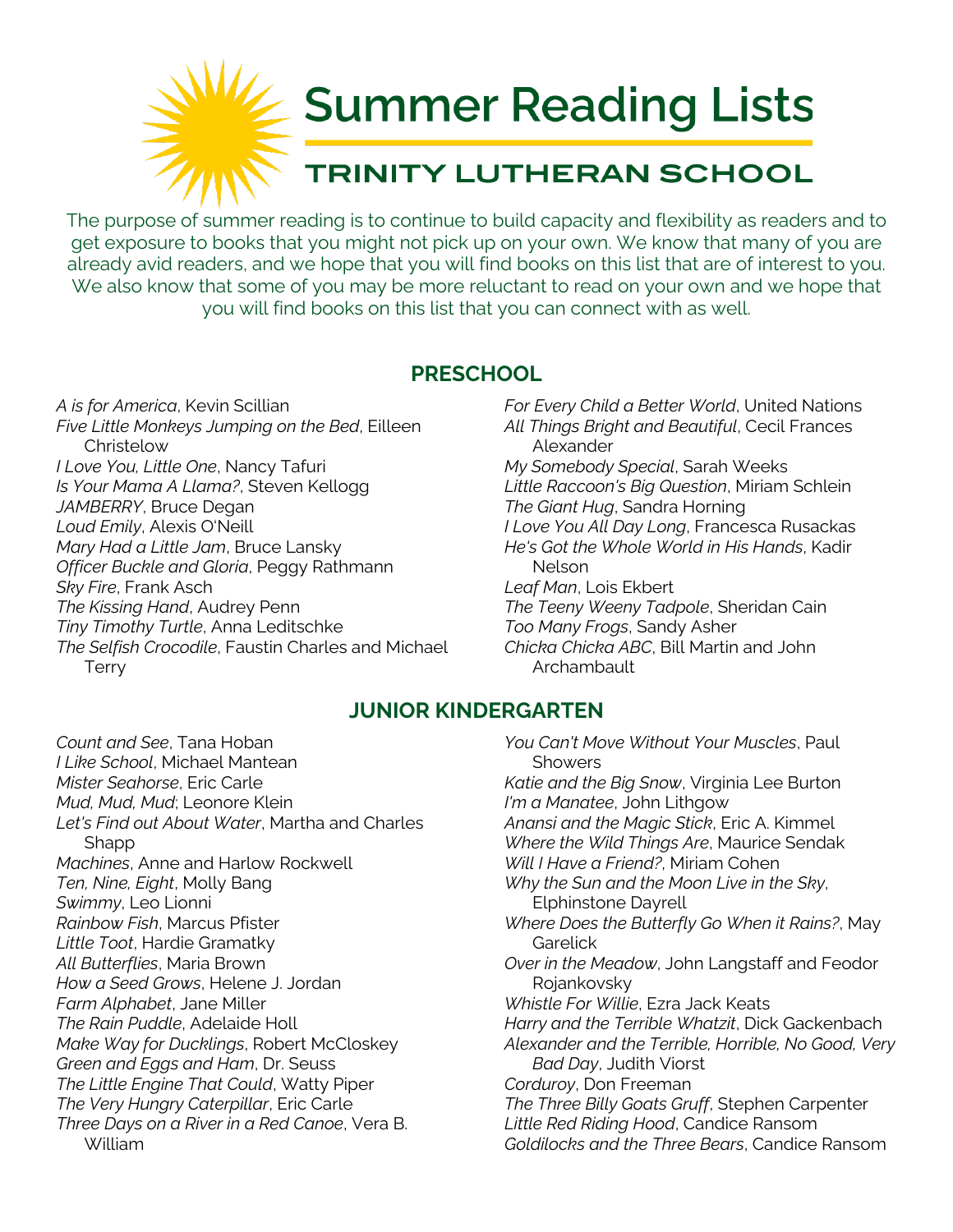# Summer Reading Lists

## TRINITY LUTHERAN SCHOOL

The purpose of summer reading is to continue to build capacity and flexibility as readers and to get exposure to books that you might not pick up on your own. We know that many of you are already avid readers, and we hope that you will find books on this list that are of interest to you. We also know that some of you may be more reluctant to read on your own and we hope that you will find books on this list that you can connect with as well.

### PRESCHOOL

*A is for America*, Kevin Scillian
*Five Little Monkeys Jumping on the Bed*, Eilleen Christelow
*I Love You, Little One*, Nancy Tafuri
*Is Your Mama A Llama?*, Steven Kellogg
*JAMBERRY*, Bruce Degan
*Loud Emily*, Alexis O'Neill
*Mary Had a Little Jam*, Bruce Lansky
*Officer Buckle and Gloria*, Peggy Rathmann
*Sky Fire*, Frank Asch
*The Kissing Hand*, Audrey Penn
*Tiny Timothy Turtle*, Anna Leditschke
*The Selfish Crocodile*, Faustin Charles and Michael Terry
*For Every Child a Better World*, United Nations
*All Things Bright and Beautiful*, Cecil Frances Alexander
*My Somebody Special*, Sarah Weeks
*Little Raccoon's Big Question*, Miriam Schlein
*The Giant Hug*, Sandra Horning
*I Love You All Day Long*, Francesca Rusackas
*He's Got the Whole World in His Hands*, Kadir Nelson
*Leaf Man*, Lois Ekbert
*The Teeny Weeny Tadpole*, Sheridan Cain
*Too Many Frogs*, Sandy Asher
*Chicka Chicka ABC*, Bill Martin and John Archambault

### JUNIOR KINDERGARTEN

*Count and See*, Tana Hoban
*I Like School*, Michael Mantean
*Mister Seahorse*, Eric Carle
*Mud, Mud, Mud*; Leonore Klein
*Let's Find out About Water*, Martha and Charles Shapp
*Machines*, Anne and Harlow Rockwell
*Ten, Nine, Eight*, Molly Bang
*Swimmy*, Leo Lionni
*Rainbow Fish*, Marcus Pfister
*Little Toot*, Hardie Gramatky
*All Butterflies*, Maria Brown
*How a Seed Grows*, Helene J. Jordan
*Farm Alphabet*, Jane Miller
*The Rain Puddle*, Adelaide Holl
*Make Way for Ducklings*, Robert McCloskey
*Green and Eggs and Ham*, Dr. Seuss
*The Little Engine That Could*, Watty Piper
*The Very Hungry Caterpillar*, Eric Carle
*Three Days on a River in a Red Canoe*, Vera B. William
*You Can't Move Without Your Muscles*, Paul Showers
*Katie and the Big Snow*, Virginia Lee Burton
*I'm a Manatee*, John Lithgow
*Anansi and the Magic Stick*, Eric A. Kimmel
*Where the Wild Things Are*, Maurice Sendak
*Will I Have a Friend?*, Miriam Cohen
*Why the Sun and the Moon Live in the Sky*, Elphinstone Dayrell
*Where Does the Butterfly Go When it Rains?*, May Garelick
*Over in the Meadow*, John Langstaff and Feodor Rojankovsky
*Whistle For Willie*, Ezra Jack Keats
*Harry and the Terrible Whatzit*, Dick Gackenbach
*Alexander and the Terrible, Horrible, No Good, Very Bad Day*, Judith Viorst
*Corduroy*, Don Freeman
*The Three Billy Goats Gruff*, Stephen Carpenter
*Little Red Riding Hood*, Candice Ransom
*Goldilocks and the Three Bears*, Candice Ransom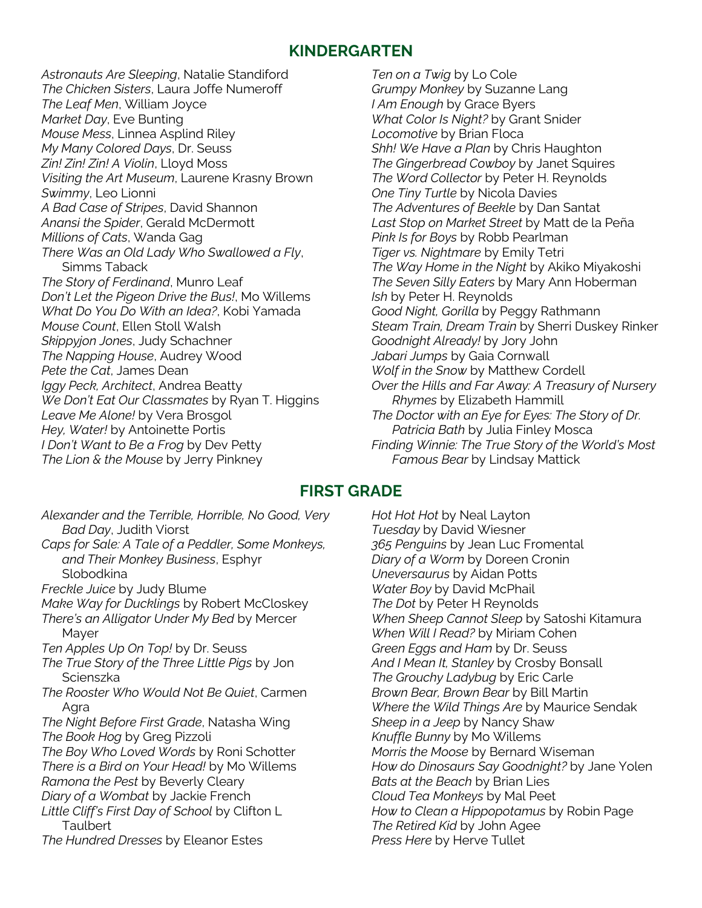## KINDERGARTEN

*Astronauts Are Sleeping*, Natalie Standiford
*The Chicken Sisters*, Laura Joffe Numeroff
*The Leaf Men*, William Joyce
*Market Day*, Eve Bunting
*Mouse Mess*, Linnea Asplind Riley
*My Many Colored Days*, Dr. Seuss
*Zin! Zin! Zin! A Violin*, Lloyd Moss
*Visiting the Art Museum*, Laurene Krasny Brown
*Swimmy*, Leo Lionni
*A Bad Case of Stripes*, David Shannon
*Anansi the Spider*, Gerald McDermott
*Millions of Cats*, Wanda Gag
*There Was an Old Lady Who Swallowed a Fly*, Simms Taback
*The Story of Ferdinand*, Munro Leaf
*Don't Let the Pigeon Drive the Bus!*, Mo Willems
*What Do You Do With an Idea?*, Kobi Yamada
*Mouse Count*, Ellen Stoll Walsh
*Skippyjon Jones*, Judy Schachner
*The Napping House*, Audrey Wood
*Pete the Cat*, James Dean
*Iggy Peck, Architect*, Andrea Beatty
*We Don't Eat Our Classmates* by Ryan T. Higgins
*Leave Me Alone!* by Vera Brosgol
*Hey, Water!* by Antoinette Portis
*I Don't Want to Be a Frog* by Dev Petty
*The Lion & the Mouse* by Jerry Pinkney
*Ten on a Twig* by Lo Cole
*Grumpy Monkey* by Suzanne Lang
*I Am Enough* by Grace Byers
*What Color Is Night?* by Grant Snider
*Locomotive* by Brian Floca
*Shh! We Have a Plan* by Chris Haughton
*The Gingerbread Cowboy* by Janet Squires
*The Word Collector* by Peter H. Reynolds
*One Tiny Turtle* by Nicola Davies
*The Adventures of Beekle* by Dan Santat
*Last Stop on Market Street* by Matt de la Peña
*Pink Is for Boys* by Robb Pearlman
*Tiger vs. Nightmare* by Emily Tetri
*The Way Home in the Night* by Akiko Miyakoshi
*The Seven Silly Eaters* by Mary Ann Hoberman
*Ish* by Peter H. Reynolds
*Good Night, Gorilla* by Peggy Rathmann
*Steam Train, Dream Train* by Sherri Duskey Rinker
*Goodnight Already!* by Jory John
*Jabari Jumps* by Gaia Cornwall
*Wolf in the Snow* by Matthew Cordell
*Over the Hills and Far Away: A Treasury of Nursery Rhymes* by Elizabeth Hammill
*The Doctor with an Eye for Eyes: The Story of Dr. Patricia Bath* by Julia Finley Mosca
*Finding Winnie: The True Story of the World's Most Famous Bear* by Lindsay Mattick

## FIRST GRADE

*Alexander and the Terrible, Horrible, No Good, Very Bad Day*, Judith Viorst
*Caps for Sale: A Tale of a Peddler, Some Monkeys, and Their Monkey Business*, Esphyr Slobodkina
*Freckle Juice* by Judy Blume
*Make Way for Ducklings* by Robert McCloskey
*There's an Alligator Under My Bed* by Mercer Mayer
*Ten Apples Up On Top!* by Dr. Seuss
*The True Story of the Three Little Pigs* by Jon Scienszka
*The Rooster Who Would Not Be Quiet*, Carmen Agra
*The Night Before First Grade*, Natasha Wing
*The Book Hog* by Greg Pizzoli
*The Boy Who Loved Words* by Roni Schotter
*There is a Bird on Your Head!* by Mo Willems
*Ramona the Pest* by Beverly Cleary
*Diary of a Wombat* by Jackie French
*Little Cliff's First Day of School* by Clifton L Taulbert
*The Hundred Dresses* by Eleanor Estes
*Hot Hot Hot* by Neal Layton
*Tuesday* by David Wiesner
*365 Penguins* by Jean Luc Fromental
*Diary of a Worm* by Doreen Cronin
*Uneversaurus* by Aidan Potts
*Water Boy* by David McPhail
*The Dot* by Peter H Reynolds
*When Sheep Cannot Sleep* by Satoshi Kitamura
*When Will I Read?* by Miriam Cohen
*Green Eggs and Ham* by Dr. Seuss
*And I Mean It, Stanley* by Crosby Bonsall
*The Grouchy Ladybug* by Eric Carle
*Brown Bear, Brown Bear* by Bill Martin
*Where the Wild Things Are* by Maurice Sendak
*Sheep in a Jeep* by Nancy Shaw
*Knuffle Bunny* by Mo Willems
*Morris the Moose* by Bernard Wiseman
*How do Dinosaurs Say Goodnight?* by Jane Yolen
*Bats at the Beach* by Brian Lies
*Cloud Tea Monkeys* by Mal Peet
*How to Clean a Hippopotamus* by Robin Page
*The Retired Kid* by John Agee
*Press Here* by Herve Tullet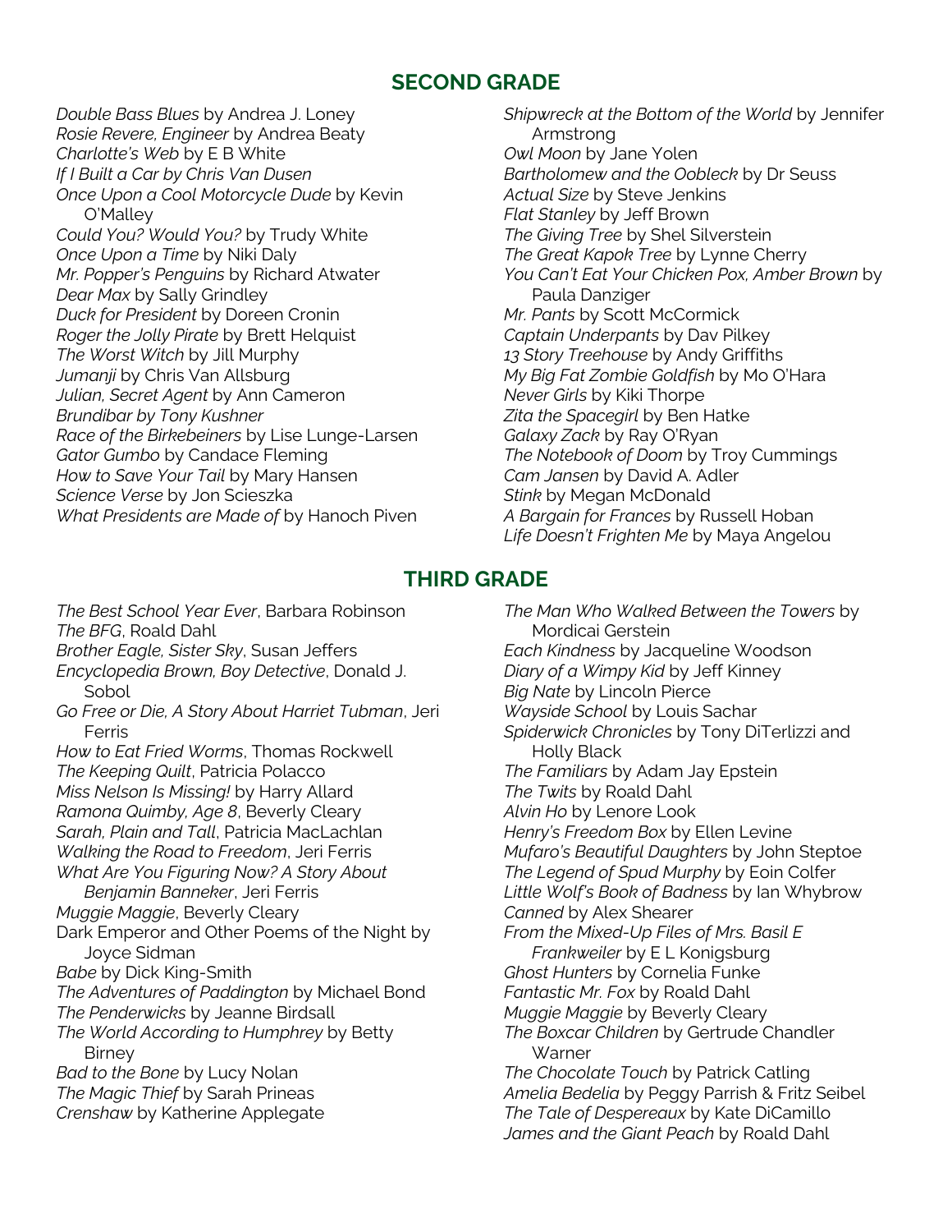## SECOND GRADE

*Double Bass Blues* by Andrea J. Loney
*Rosie Revere, Engineer* by Andrea Beaty
*Charlotte's Web* by E B White
*If I Built a Car by Chris Van Dusen*
*Once Upon a Cool Motorcycle Dude* by Kevin O'Malley
*Could You? Would You?* by Trudy White
*Once Upon a Time* by Niki Daly
*Mr. Popper's Penguins* by Richard Atwater
*Dear Max* by Sally Grindley
*Duck for President* by Doreen Cronin
*Roger the Jolly Pirate* by Brett Helquist
*The Worst Witch* by Jill Murphy
*Jumanji* by Chris Van Allsburg
*Julian, Secret Agent* by Ann Cameron
*Brundibar by Tony Kushner*
*Race of the Birkebeiners* by Lise Lunge-Larsen
*Gator Gumbo* by Candace Fleming
*How to Save Your Tail* by Mary Hansen
*Science Verse* by Jon Scieszka
*What Presidents are Made of* by Hanoch Piven
*Shipwreck at the Bottom of the World* by Jennifer Armstrong
*Owl Moon* by Jane Yolen
*Bartholomew and the Oobleck* by Dr Seuss
*Actual Size* by Steve Jenkins
*Flat Stanley* by Jeff Brown
*The Giving Tree* by Shel Silverstein
*The Great Kapok Tree* by Lynne Cherry
*You Can't Eat Your Chicken Pox, Amber Brown* by Paula Danziger
*Mr. Pants* by Scott McCormick
*Captain Underpants* by Dav Pilkey
*13 Story Treehouse* by Andy Griffiths
*My Big Fat Zombie Goldfish* by Mo O'Hara
*Never Girls* by Kiki Thorpe
*Zita the Spacegirl* by Ben Hatke
*Galaxy Zack* by Ray O'Ryan
*The Notebook of Doom* by Troy Cummings
*Cam Jansen* by David A. Adler
*Stink* by Megan McDonald
*A Bargain for Frances* by Russell Hoban
*Life Doesn't Frighten Me* by Maya Angelou

## THIRD GRADE

*The Best School Year Ever*, Barbara Robinson
*The BFG*, Roald Dahl
*Brother Eagle, Sister Sky*, Susan Jeffers
*Encyclopedia Brown, Boy Detective*, Donald J. Sobol
*Go Free or Die, A Story About Harriet Tubman*, Jeri Ferris
*How to Eat Fried Worms*, Thomas Rockwell
*The Keeping Quilt*, Patricia Polacco
*Miss Nelson Is Missing!* by Harry Allard
*Ramona Quimby, Age 8*, Beverly Cleary
*Sarah, Plain and Tall*, Patricia MacLachlan
*Walking the Road to Freedom*, Jeri Ferris
*What Are You Figuring Now? A Story About Benjamin Banneker*, Jeri Ferris
*Muggie Maggie*, Beverly Cleary
Dark Emperor and Other Poems of the Night by Joyce Sidman
*Babe* by Dick King-Smith
*The Adventures of Paddington* by Michael Bond
*The Penderwicks* by Jeanne Birdsall
*The World According to Humphrey* by Betty Birney
*Bad to the Bone* by Lucy Nolan
*The Magic Thief* by Sarah Prineas
*Crenshaw* by Katherine Applegate
*The Man Who Walked Between the Towers* by Mordicai Gerstein
*Each Kindness* by Jacqueline Woodson
*Diary of a Wimpy Kid* by Jeff Kinney
*Big Nate* by Lincoln Pierce
*Wayside School* by Louis Sachar
*Spiderwick Chronicles* by Tony DiTerlizzi and Holly Black
*The Familiars* by Adam Jay Epstein
*The Twits* by Roald Dahl
*Alvin Ho* by Lenore Look
*Henry's Freedom Box* by Ellen Levine
*Mufaro's Beautiful Daughters* by John Steptoe
*The Legend of Spud Murphy* by Eoin Colfer
*Little Wolf's Book of Badness* by Ian Whybrow
*Canned* by Alex Shearer
*From the Mixed-Up Files of Mrs. Basil E Frankweiler* by E L Konigsburg
*Ghost Hunters* by Cornelia Funke
*Fantastic Mr. Fox* by Roald Dahl
*Muggie Maggie* by Beverly Cleary
*The Boxcar Children* by Gertrude Chandler Warner
*The Chocolate Touch* by Patrick Catling
*Amelia Bedelia* by Peggy Parrish & Fritz Seibel
*The Tale of Despereaux* by Kate DiCamillo
*James and the Giant Peach* by Roald Dahl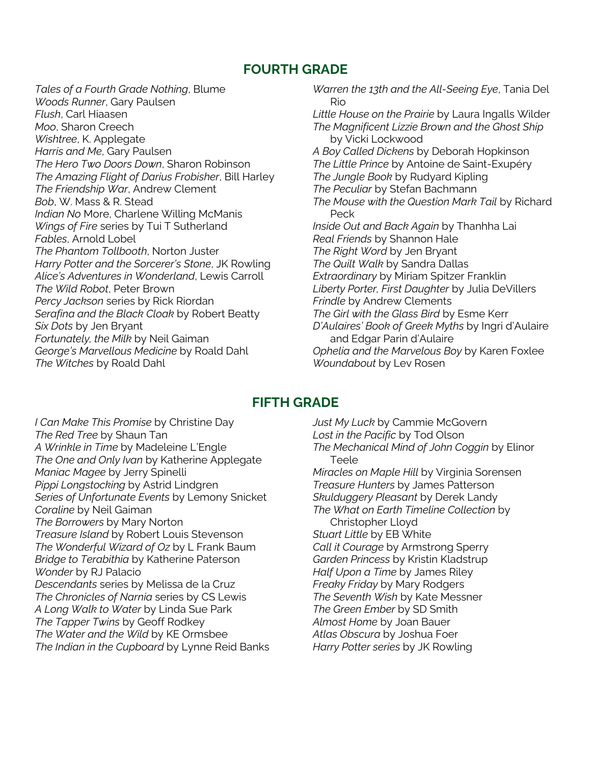## FOURTH GRADE

*Tales of a Fourth Grade Nothing*, Blume
*Woods Runner*, Gary Paulsen
*Flush*, Carl Hiaasen
*Moo*, Sharon Creech
*Wishtree*, K. Applegate
*Harris and Me*, Gary Paulsen
*The Hero Two Doors Down*, Sharon Robinson
*The Amazing Flight of Darius Frobisher*, Bill Harley
*The Friendship War*, Andrew Clement
*Bob*, W. Mass & R. Stead
*Indian No* More, Charlene Willing McManis
*Wings of Fire* series by Tui T Sutherland
*Fables*, Arnold Lobel
*The Phantom Tollbooth*, Norton Juster
*Harry Potter and the Sorcerer's Stone*, JK Rowling
*Alice's Adventures in Wonderland*, Lewis Carroll
*The Wild Robot*, Peter Brown
*Percy Jackson* series by Rick Riordan
*Serafina and the Black Cloak* by Robert Beatty
*Six Dots* by Jen Bryant
*Fortunately, the Milk* by Neil Gaiman
*George's Marvellous Medicine* by Roald Dahl
*The Witches* by Roald Dahl
*Warren the 13th and the All-Seeing Eye*, Tania Del Rio
*Little House on the Prairie* by Laura Ingalls Wilder
*The Magnificent Lizzie Brown and the Ghost Ship* by Vicki Lockwood
*A Boy Called Dickens* by Deborah Hopkinson
*The Little Prince* by Antoine de Saint-Exupéry
*The Jungle Book* by Rudyard Kipling
*The Peculiar* by Stefan Bachmann
*The Mouse with the Question Mark Tail* by Richard Peck
*Inside Out and Back Again* by Thanhha Lai
*Real Friends* by Shannon Hale
*The Right Word* by Jen Bryant
*The Quilt Walk* by Sandra Dallas
*Extraordinary* by Miriam Spitzer Franklin
*Liberty Porter, First Daughter* by Julia DeVillers
*Frindle* by Andrew Clements
*The Girl with the Glass Bird* by Esme Kerr
*D'Aulaires' Book of Greek Myths* by Ingri d'Aulaire and Edgar Parin d'Aulaire
*Ophelia and the Marvelous Boy* by Karen Foxlee
*Woundabout* by Lev Rosen

## FIFTH GRADE

*I Can Make This Promise* by Christine Day
*The Red Tree* by Shaun Tan
*A Wrinkle in Time* by Madeleine L'Engle
*The One and Only Ivan* by Katherine Applegate
*Maniac Magee* by Jerry Spinelli
*Pippi Longstocking* by Astrid Lindgren
*Series of Unfortunate Events* by Lemony Snicket
*Coraline* by Neil Gaiman
*The Borrowers* by Mary Norton
*Treasure Island* by Robert Louis Stevenson
*The Wonderful Wizard of Oz* by L Frank Baum
*Bridge to Terabithia* by Katherine Paterson
*Wonder* by RJ Palacio
*Descendants* series by Melissa de la Cruz
*The Chronicles of Narnia* series by CS Lewis
*A Long Walk to Water* by Linda Sue Park
*The Tapper Twins* by Geoff Rodkey
*The Water and the Wild* by KE Ormsbee
*The Indian in the Cupboard* by Lynne Reid Banks
*Just My Luck* by Cammie McGovern
*Lost in the Pacific* by Tod Olson
*The Mechanical Mind of John Coggin* by Elinor Teele
*Miracles on Maple Hill* by Virginia Sorensen
*Treasure Hunters* by James Patterson
*Skulduggery Pleasant* by Derek Landy
*The What on Earth Timeline Collection* by Christopher Lloyd
*Stuart Little* by EB White
*Call it Courage* by Armstrong Sperry
*Garden Princess* by Kristin Kladstrup
*Half Upon a Time* by James Riley
*Freaky Friday* by Mary Rodgers
*The Seventh Wish* by Kate Messner
*The Green Ember* by SD Smith
*Almost Home* by Joan Bauer
*Atlas Obscura* by Joshua Foer
*Harry Potter series* by JK Rowling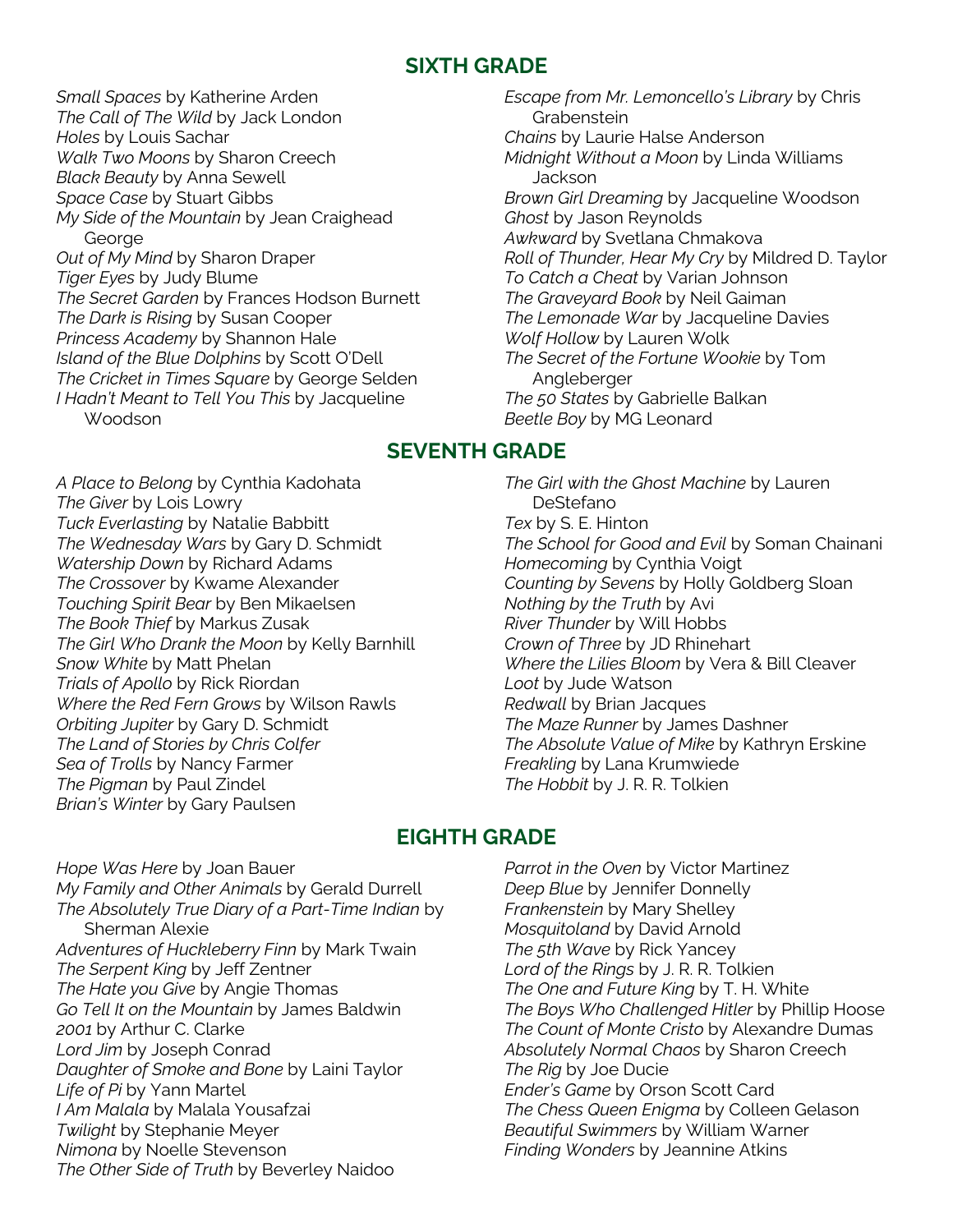## SIXTH GRADE

*Small Spaces* by Katherine Arden
*The Call of The Wild* by Jack London
*Holes* by Louis Sachar
*Walk Two Moons* by Sharon Creech
*Black Beauty* by Anna Sewell
*Space Case* by Stuart Gibbs
*My Side of the Mountain* by Jean Craighead George
*Out of My Mind* by Sharon Draper
*Tiger Eyes* by Judy Blume
*The Secret Garden* by Frances Hodson Burnett
*The Dark is Rising* by Susan Cooper
*Princess Academy* by Shannon Hale
*Island of the Blue Dolphins* by Scott O'Dell
*The Cricket in Times Square* by George Selden
*I Hadn't Meant to Tell You This* by Jacqueline Woodson
*Escape from Mr. Lemoncello's Library* by Chris Grabenstein
*Chains* by Laurie Halse Anderson
*Midnight Without a Moon* by Linda Williams Jackson
*Brown Girl Dreaming* by Jacqueline Woodson
*Ghost* by Jason Reynolds
*Awkward* by Svetlana Chmakova
*Roll of Thunder, Hear My Cry* by Mildred D. Taylor
*To Catch a Cheat* by Varian Johnson
*The Graveyard Book* by Neil Gaiman
*The Lemonade War* by Jacqueline Davies
*Wolf Hollow* by Lauren Wolk
*The Secret of the Fortune Wookie* by Tom Angleberger
*The 50 States* by Gabrielle Balkan
*Beetle Boy* by MG Leonard

## SEVENTH GRADE

*A Place to Belong* by Cynthia Kadohata
*The Giver* by Lois Lowry
*Tuck Everlasting* by Natalie Babbitt
*The Wednesday Wars* by Gary D. Schmidt
*Watership Down* by Richard Adams
*The Crossover* by Kwame Alexander
*Touching Spirit Bear* by Ben Mikaelsen
*The Book Thief* by Markus Zusak
*The Girl Who Drank the Moon* by Kelly Barnhill
*Snow White* by Matt Phelan
*Trials of Apollo* by Rick Riordan
*Where the Red Fern Grows* by Wilson Rawls
*Orbiting Jupiter* by Gary D. Schmidt
*The Land of Stories by Chris Colfer*
*Sea of Trolls* by Nancy Farmer
*The Pigman* by Paul Zindel
*Brian's Winter* by Gary Paulsen
*The Girl with the Ghost Machine* by Lauren DeStefano
*Tex* by S. E. Hinton
*The School for Good and Evil* by Soman Chainani
*Homecoming* by Cynthia Voigt
*Counting by Sevens* by Holly Goldberg Sloan
*Nothing by the Truth* by Avi
*River Thunder* by Will Hobbs
*Crown of Three* by JD Rhinehart
*Where the Lilies Bloom* by Vera & Bill Cleaver
*Loot* by Jude Watson
*Redwall* by Brian Jacques
*The Maze Runner* by James Dashner
*The Absolute Value of Mike* by Kathryn Erskine
*Freakling* by Lana Krumwiede
*The Hobbit* by J. R. R. Tolkien

## EIGHTH GRADE

*Hope Was Here* by Joan Bauer
*My Family and Other Animals* by Gerald Durrell
*The Absolutely True Diary of a Part-Time Indian* by Sherman Alexie
*Adventures of Huckleberry Finn* by Mark Twain
*The Serpent King* by Jeff Zentner
*The Hate you Give* by Angie Thomas
*Go Tell It on the Mountain* by James Baldwin
*2001* by Arthur C. Clarke
*Lord Jim* by Joseph Conrad
*Daughter of Smoke and Bone* by Laini Taylor
*Life of Pi* by Yann Martel
*I Am Malala* by Malala Yousafzai
*Twilight* by Stephanie Meyer
*Nimona* by Noelle Stevenson
*The Other Side of Truth* by Beverley Naidoo
*Parrot in the Oven* by Victor Martinez
*Deep Blue* by Jennifer Donnelly
*Frankenstein* by Mary Shelley
*Mosquitoland* by David Arnold
*The 5th Wave* by Rick Yancey
*Lord of the Rings* by J. R. R. Tolkien
*The One and Future King* by T. H. White
*The Boys Who Challenged Hitler* by Phillip Hoose
*The Count of Monte Cristo* by Alexandre Dumas
*Absolutely Normal Chaos* by Sharon Creech
*The Rig* by Joe Ducie
*Ender's Game* by Orson Scott Card
*The Chess Queen Enigma* by Colleen Gelason
*Beautiful Swimmers* by William Warner
*Finding Wonders* by Jeannine Atkins